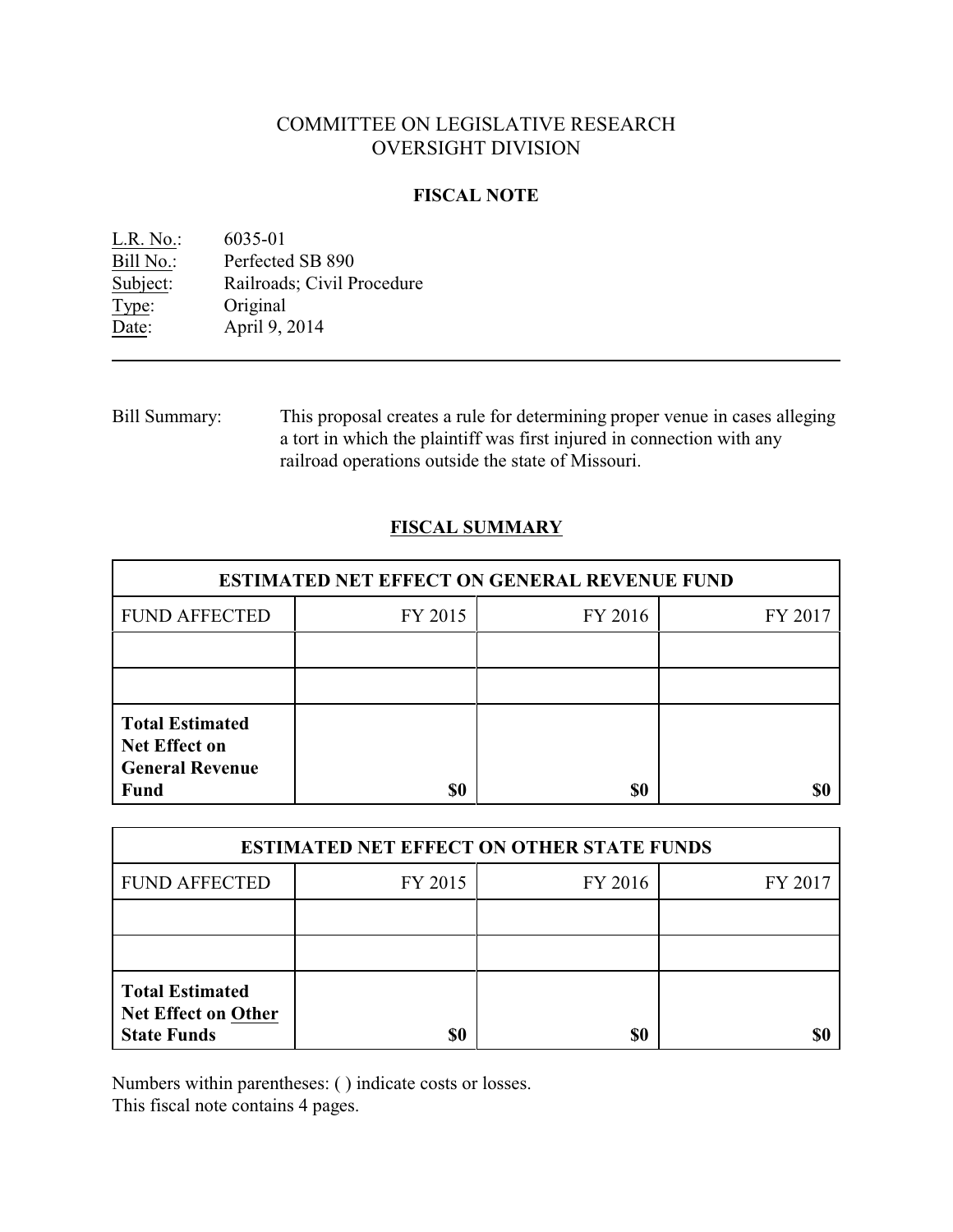# COMMITTEE ON LEGISLATIVE RESEARCH
# OVERSIGHT DIVISION

## FISCAL NOTE

L.R. No.: 6035-01
Bill No.: Perfected SB 890
Subject: Railroads; Civil Procedure
Type: Original
Date: April 9, 2014

---

Bill Summary: This proposal creates a rule for determining proper venue in cases alleging a tort in which the plaintiff was first injured in connection with any railroad operations outside the state of Missouri.

## FISCAL SUMMARY

| ESTIMATED NET EFFECT ON GENERAL REVENUE FUND | | | |
|---|---|---|---|
| FUND AFFECTED | FY 2015 | FY 2016 | FY 2017 |
| | | | |
| | | | |
| **Total Estimated Net Effect on General Revenue Fund** | **$0** | **$0** | **$0** |

| ESTIMATED NET EFFECT ON OTHER STATE FUNDS | | | |
|---|---|---|---|
| FUND AFFECTED | FY 2015 | FY 2016 | FY 2017 |
| | | | |
| | | | |
| **Total Estimated Net Effect on Other State Funds** | **$0** | **$0** | **$0** |

Numbers within parentheses: ( ) indicate costs or losses.
This fiscal note contains 4 pages.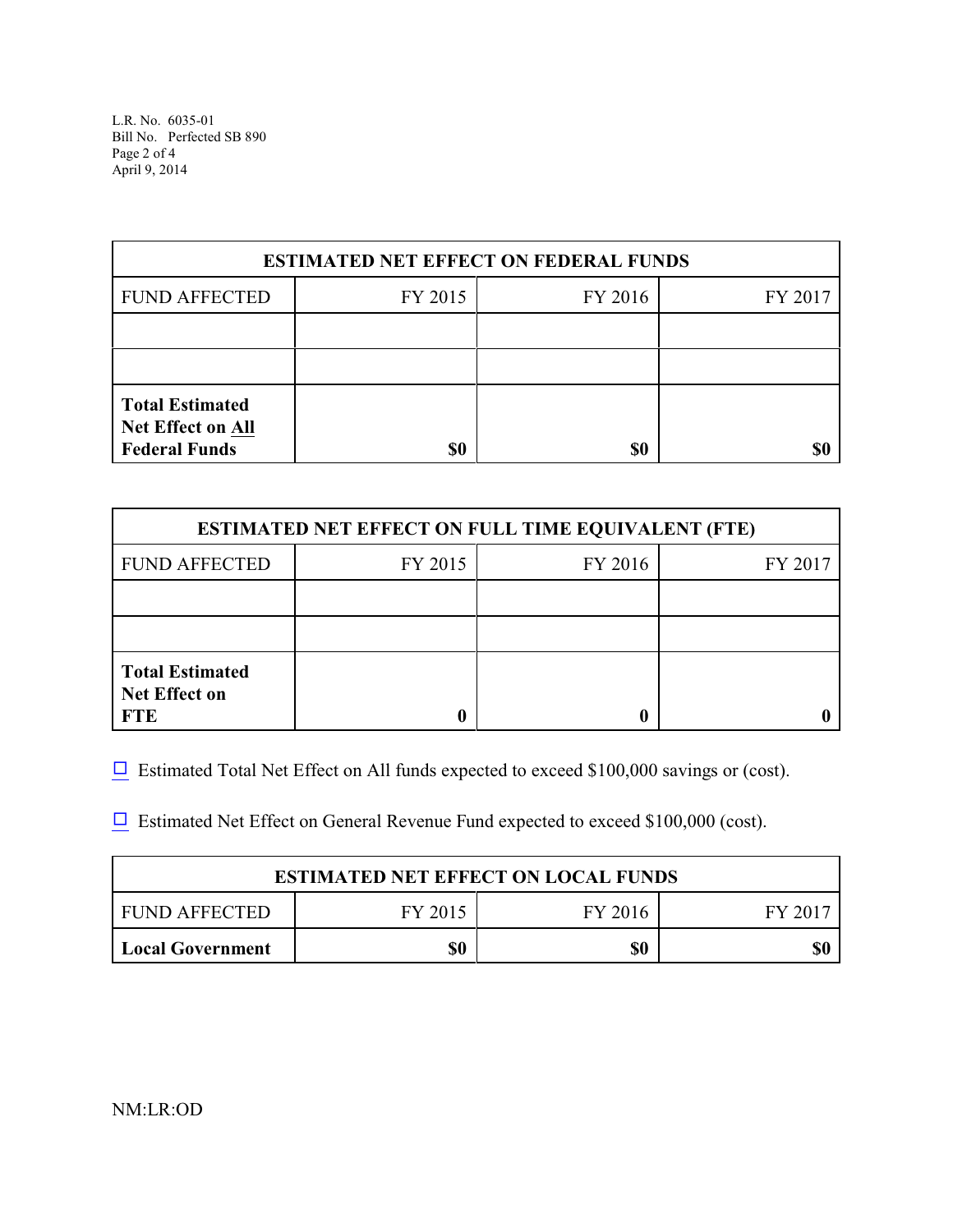| ESTIMATED NET EFFECT ON FEDERAL FUNDS | | | |
|---|---|---|---|
| FUND AFFECTED | FY 2015 | FY 2016 | FY 2017 |
| | | | |
| | | | |
| **Total Estimated Net Effect on All Federal Funds** | **$0** | **$0** | **$0** |

| ESTIMATED NET EFFECT ON FULL TIME EQUIVALENT (FTE) | | | |
|---|---|---|---|
| FUND AFFECTED | FY 2015 | FY 2016 | FY 2017 |
| | | | |
| | | | |
| **Total Estimated Net Effect on FTE** | **0** | **0** | **0** |

☐ Estimated Total Net Effect on All funds expected to exceed $100,000 savings or (cost).

☐ Estimated Net Effect on General Revenue Fund expected to exceed $100,000 (cost).

| ESTIMATED NET EFFECT ON LOCAL FUNDS | | | |
|---|---|---|---|
| FUND AFFECTED | FY 2015 | FY 2016 | FY 2017 |
| **Local Government** | **$0** | **$0** | **$0** |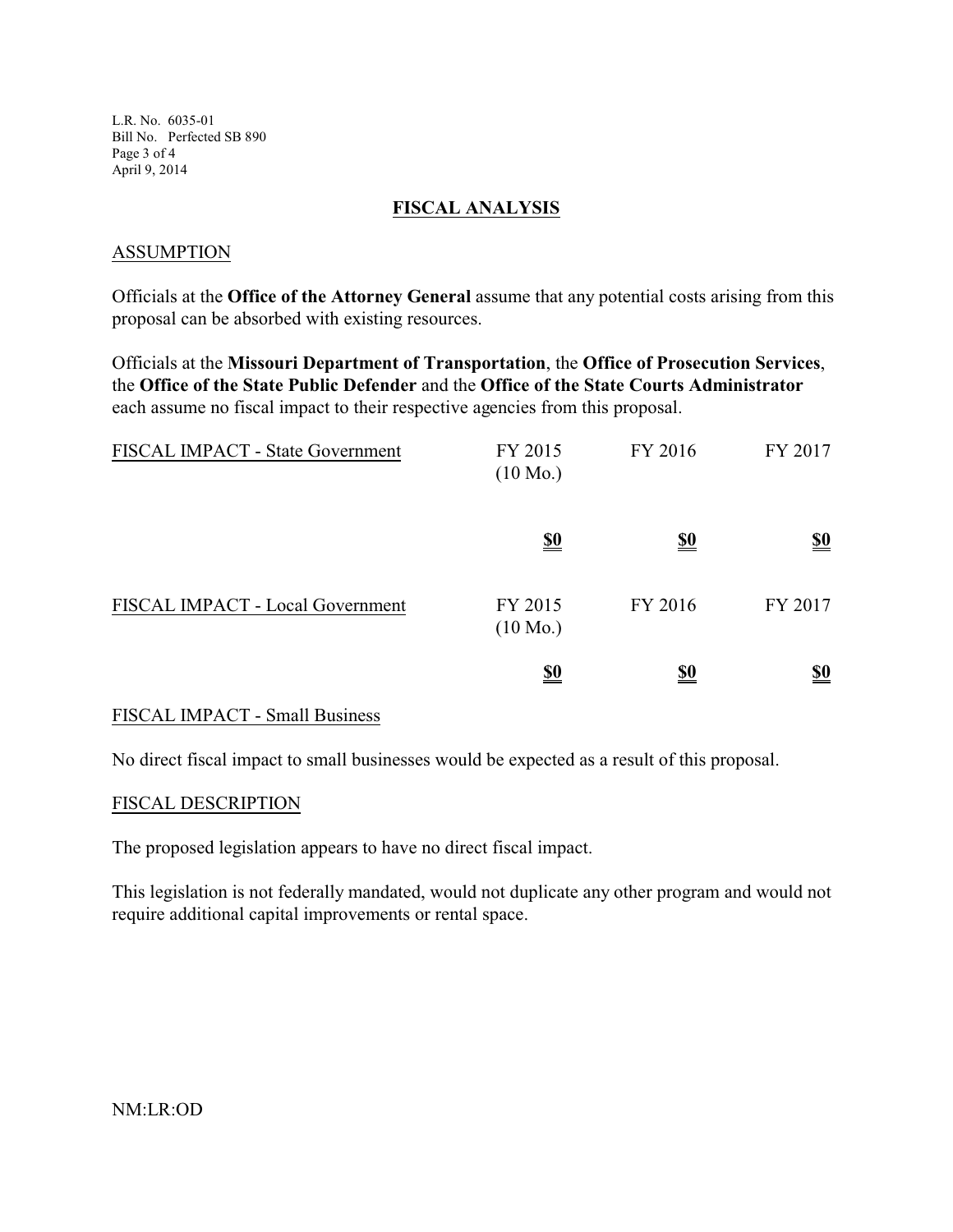## FISCAL ANALYSIS

### ASSUMPTION

Officials at the **Office of the Attorney General** assume that any potential costs arising from this proposal can be absorbed with existing resources.

Officials at the **Missouri Department of Transportation**, the **Office of Prosecution Services**, the **Office of the State Public Defender** and the **Office of the State Courts Administrator** each assume no fiscal impact to their respective agencies from this proposal.

| FISCAL IMPACT - State Government | FY 2015 (10 Mo.) | FY 2016 | FY 2017 |
|---|---|---|---|
| | **$0** | **$0** | **$0** |

| FISCAL IMPACT - Local Government | FY 2015 (10 Mo.) | FY 2016 | FY 2017 |
|---|---|---|---|
| | **$0** | **$0** | **$0** |

### FISCAL IMPACT - Small Business

No direct fiscal impact to small businesses would be expected as a result of this proposal.

### FISCAL DESCRIPTION

The proposed legislation appears to have no direct fiscal impact.

This legislation is not federally mandated, would not duplicate any other program and would not require additional capital improvements or rental space.

NM:LR:OD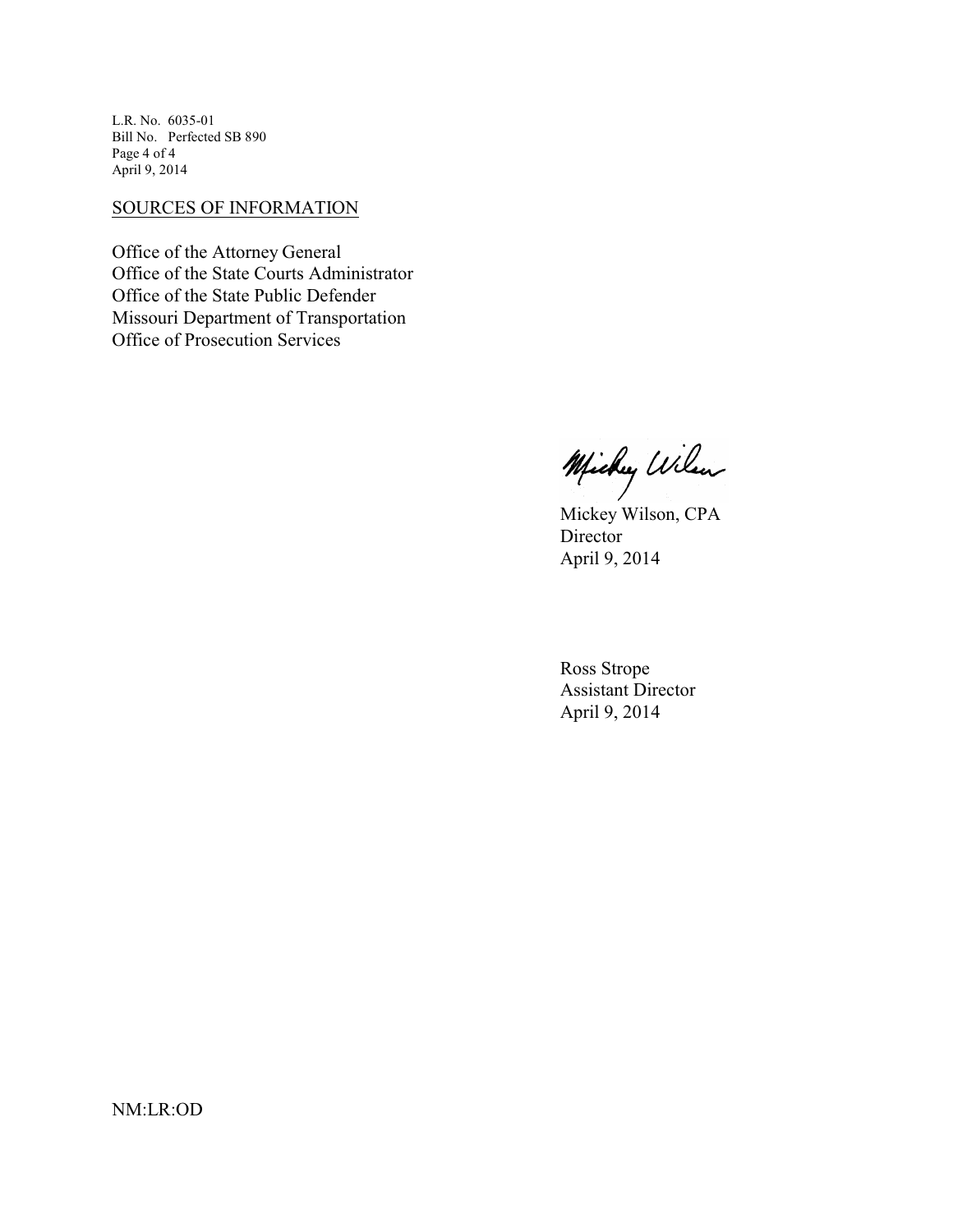## SOURCES OF INFORMATION

Office of the Attorney General
Office of the State Courts Administrator
Office of the State Public Defender
Missouri Department of Transportation
Office of Prosecution Services

Mickey Wilson, CPA
Director
April 9, 2014

Ross Strope
Assistant Director
April 9, 2014

NM:LR:OD